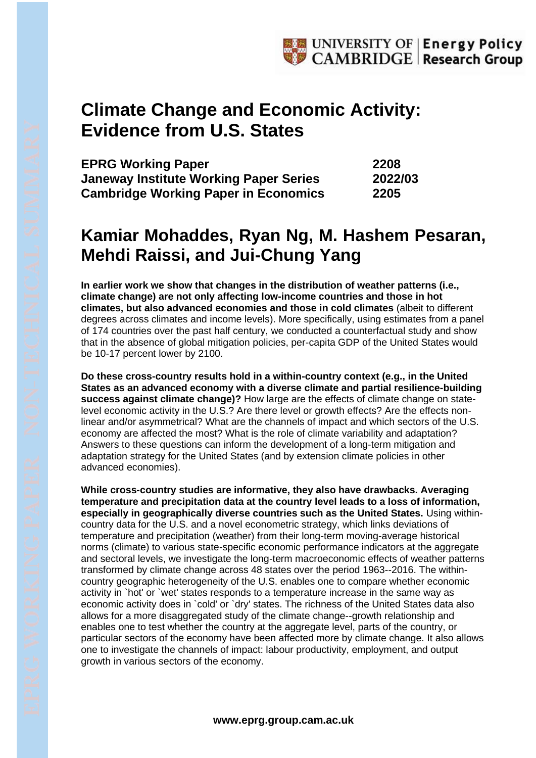# Climate Change and Economic Activity: Evidence from U.S. States

| | |
|---|---|
| **EPRG Working Paper** | **2208** |
| **Janeway Institute Working Paper Series** | **2022/03** |
| **Cambridge Working Paper in Economics** | **2205** |

## Kamiar Mohaddes, Ryan Ng, M. Hashem Pesaran, Mehdi Raissi, and Jui-Chung Yang

**In earlier work we show that changes in the distribution of weather patterns (i.e., climate change) are not only affecting low-income countries and those in hot climates, but also advanced economies and those in cold climates** (albeit to different degrees across climates and income levels). More specifically, using estimates from a panel of 174 countries over the past half century, we conducted a counterfactual study and show that in the absence of global mitigation policies, per-capita GDP of the United States would be 10-17 percent lower by 2100.

**Do these cross-country results hold in a within-country context (e.g., in the United States as an advanced economy with a diverse climate and partial resilience-building success against climate change)?** How large are the effects of climate change on state-level economic activity in the U.S.? Are there level or growth effects? Are the effects non-linear and/or asymmetrical? What are the channels of impact and which sectors of the U.S. economy are affected the most? What is the role of climate variability and adaptation? Answers to these questions can inform the development of a long-term mitigation and adaptation strategy for the United States (and by extension climate policies in other advanced economies).

**While cross-country studies are informative, they also have drawbacks. Averaging temperature and precipitation data at the country level leads to a loss of information, especially in geographically diverse countries such as the United States.** Using within-country data for the U.S. and a novel econometric strategy, which links deviations of temperature and precipitation (weather) from their long-term moving-average historical norms (climate) to various state-specific economic performance indicators at the aggregate and sectoral levels, we investigate the long-term macroeconomic effects of weather patterns transformed by climate change across 48 states over the period 1963--2016. The within-country geographic heterogeneity of the U.S. enables one to compare whether economic activity in `hot' or `wet' states responds to a temperature increase in the same way as economic activity does in `cold' or `dry' states. The richness of the United States data also allows for a more disaggregated study of the climate change--growth relationship and enables one to test whether the country at the aggregate level, parts of the country, or particular sectors of the economy have been affected more by climate change. It also allows one to investigate the channels of impact: labour productivity, employment, and output growth in various sectors of the economy.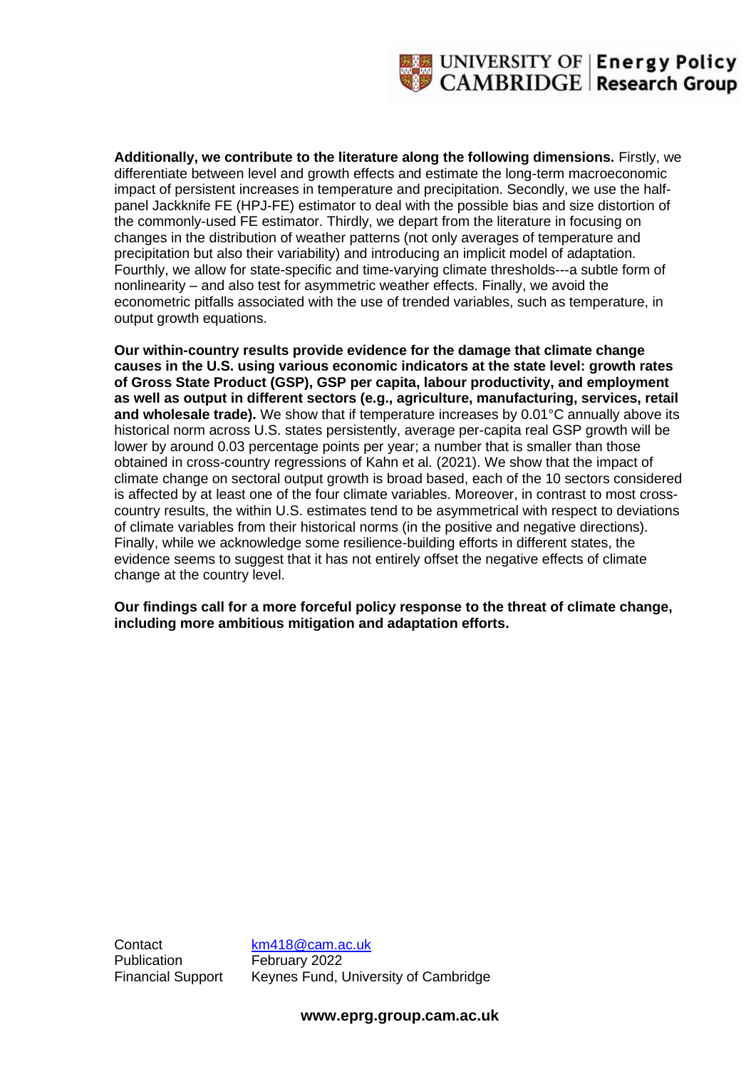**Additionally, we contribute to the literature along the following dimensions.** Firstly, we differentiate between level and growth effects and estimate the long-term macroeconomic impact of persistent increases in temperature and precipitation. Secondly, we use the half-panel Jackknife FE (HPJ-FE) estimator to deal with the possible bias and size distortion of the commonly-used FE estimator. Thirdly, we depart from the literature in focusing on changes in the distribution of weather patterns (not only averages of temperature and precipitation but also their variability) and introducing an implicit model of adaptation. Fourthly, we allow for state-specific and time-varying climate thresholds---a subtle form of nonlinearity – and also test for asymmetric weather effects. Finally, we avoid the econometric pitfalls associated with the use of trended variables, such as temperature, in output growth equations.

**Our within-country results provide evidence for the damage that climate change causes in the U.S. using various economic indicators at the state level: growth rates of Gross State Product (GSP), GSP per capita, labour productivity, and employment as well as output in different sectors (e.g., agriculture, manufacturing, services, retail and wholesale trade).** We show that if temperature increases by 0.01°C annually above its historical norm across U.S. states persistently, average per-capita real GSP growth will be lower by around 0.03 percentage points per year; a number that is smaller than those obtained in cross-country regressions of Kahn et al. (2021). We show that the impact of climate change on sectoral output growth is broad based, each of the 10 sectors considered is affected by at least one of the four climate variables. Moreover, in contrast to most cross-country results, the within U.S. estimates tend to be asymmetrical with respect to deviations of climate variables from their historical norms (in the positive and negative directions). Finally, while we acknowledge some resilience-building efforts in different states, the evidence seems to suggest that it has not entirely offset the negative effects of climate change at the country level.

**Our findings call for a more forceful policy response to the threat of climate change, including more ambitious mitigation and adaptation efforts.**

| | |
|---|---|
| Contact | km418@cam.ac.uk |
| Publication | February 2022 |
| Financial Support | Keynes Fund, University of Cambridge |

**www.eprg.group.cam.ac.uk**